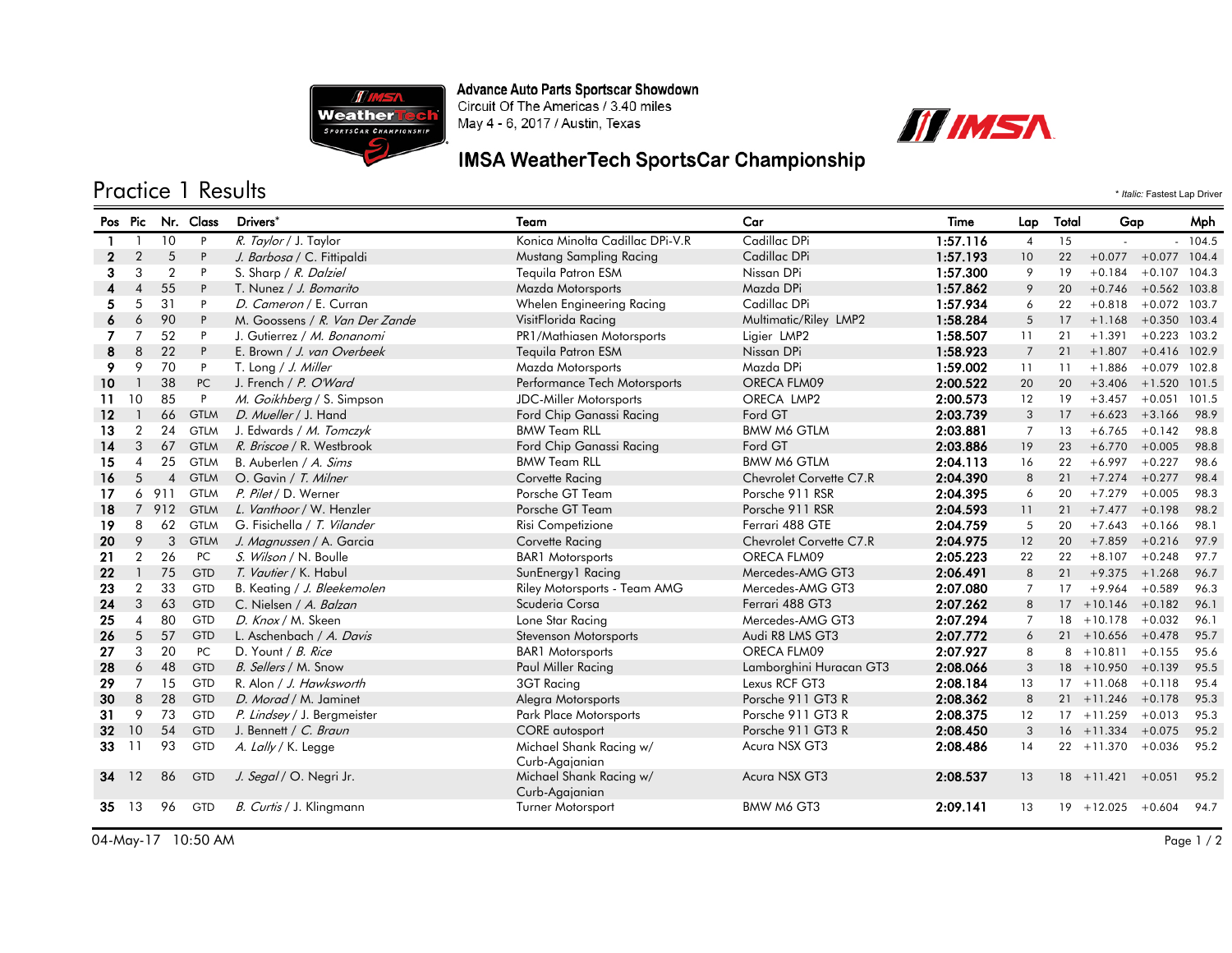Advance Auto Parts Sportscar Showdown
Circuit Of The Americas / 3.40 miles
May 4 - 6, 2017 / Austin, Texas

## IMSA WeatherTech SportsCar Championship

# Practice 1 Results

\* *Italic:* Fastest Lap Driver

| Pos | Pic | Nr. | Class | Drivers* | Team | Car | Time | Lap | Total | Gap | | Mph |
|---|---|---|---|---|---|---|---|---|---|---|---|---|
| 1 | 1 | 10 | P | *R. Taylor* / J. Taylor | Konica Minolta Cadillac DPi-V.R | Cadillac DPi | 1:57.116 | 4 | 15 | - | - | 104.5 |
| 2 | 2 | 5 | P | *J. Barbosa* / C. Fittipaldi | Mustang Sampling Racing | Cadillac DPi | 1:57.193 | 10 | 22 | +0.077 | +0.077 | 104.4 |
| 3 | 3 | 2 | P | S. Sharp / *R. Dalziel* | Tequila Patron ESM | Nissan DPi | 1:57.300 | 9 | 19 | +0.184 | +0.107 | 104.3 |
| 4 | 4 | 55 | P | T. Nunez / *J. Bomarito* | Mazda Motorsports | Mazda DPi | 1:57.862 | 9 | 20 | +0.746 | +0.562 | 103.8 |
| 5 | 5 | 31 | P | *D. Cameron* / E. Curran | Whelen Engineering Racing | Cadillac DPi | 1:57.934 | 6 | 22 | +0.818 | +0.072 | 103.7 |
| 6 | 6 | 90 | P | M. Goossens / *R. Van Der Zande* | VisitFlorida Racing | Multimatic/Riley LMP2 | 1:58.284 | 5 | 17 | +1.168 | +0.350 | 103.4 |
| 7 | 7 | 52 | P | J. Gutierrez / *M. Bonanomi* | PR1/Mathiasen Motorsports | Ligier LMP2 | 1:58.507 | 11 | 21 | +1.391 | +0.223 | 103.2 |
| 8 | 8 | 22 | P | E. Brown / *J. van Overbeek* | Tequila Patron ESM | Nissan DPi | 1:58.923 | 7 | 21 | +1.807 | +0.416 | 102.9 |
| 9 | 9 | 70 | P | T. Long / *J. Miller* | Mazda Motorsports | Mazda DPi | 1:59.002 | 11 | 11 | +1.886 | +0.079 | 102.8 |
| 10 | 1 | 38 | PC | J. French / *P. O'Ward* | Performance Tech Motorsports | ORECA FLM09 | 2:00.522 | 20 | 20 | +3.406 | +1.520 | 101.5 |
| 11 | 10 | 85 | P | *M. Goikhberg* / S. Simpson | JDC-Miller Motorsports | ORECA LMP2 | 2:00.573 | 12 | 19 | +3.457 | +0.051 | 101.5 |
| 12 | 1 | 66 | GTLM | *D. Mueller* / J. Hand | Ford Chip Ganassi Racing | Ford GT | 2:03.739 | 3 | 17 | +6.623 | +3.166 | 98.9 |
| 13 | 2 | 24 | GTLM | J. Edwards / *M. Tomczyk* | BMW Team RLL | BMW M6 GTLM | 2:03.881 | 7 | 13 | +6.765 | +0.142 | 98.8 |
| 14 | 3 | 67 | GTLM | *R. Briscoe* / R. Westbrook | Ford Chip Ganassi Racing | Ford GT | 2:03.886 | 19 | 23 | +6.770 | +0.005 | 98.8 |
| 15 | 4 | 25 | GTLM | B. Auberlen / *A. Sims* | BMW Team RLL | BMW M6 GTLM | 2:04.113 | 16 | 22 | +6.997 | +0.227 | 98.6 |
| 16 | 5 | 4 | GTLM | O. Gavin / *T. Milner* | Corvette Racing | Chevrolet Corvette C7.R | 2:04.390 | 8 | 21 | +7.274 | +0.277 | 98.4 |
| 17 | 6 | 911 | GTLM | *P. Pilet* / D. Werner | Porsche GT Team | Porsche 911 RSR | 2:04.395 | 6 | 20 | +7.279 | +0.005 | 98.3 |
| 18 | 7 | 912 | GTLM | *L. Vanthoor* / W. Henzler | Porsche GT Team | Porsche 911 RSR | 2:04.593 | 11 | 21 | +7.477 | +0.198 | 98.2 |
| 19 | 8 | 62 | GTLM | G. Fisichella / *T. Vilander* | Risi Competizione | Ferrari 488 GTE | 2:04.759 | 5 | 20 | +7.643 | +0.166 | 98.1 |
| 20 | 9 | 3 | GTLM | *J. Magnussen* / A. Garcia | Corvette Racing | Chevrolet Corvette C7.R | 2:04.975 | 12 | 20 | +7.859 | +0.216 | 97.9 |
| 21 | 2 | 26 | PC | *S. Wilson* / N. Boulle | BAR1 Motorsports | ORECA FLM09 | 2:05.223 | 22 | 22 | +8.107 | +0.248 | 97.7 |
| 22 | 1 | 75 | GTD | *T. Vautier* / K. Habul | SunEnergy1 Racing | Mercedes-AMG GT3 | 2:06.491 | 8 | 21 | +9.375 | +1.268 | 96.7 |
| 23 | 2 | 33 | GTD | B. Keating / *J. Bleekemolen* | Riley Motorsports - Team AMG | Mercedes-AMG GT3 | 2:07.080 | 7 | 17 | +9.964 | +0.589 | 96.3 |
| 24 | 3 | 63 | GTD | C. Nielsen / *A. Balzan* | Scuderia Corsa | Ferrari 488 GT3 | 2:07.262 | 8 | 17 | +10.146 | +0.182 | 96.1 |
| 25 | 4 | 80 | GTD | *D. Knox* / M. Skeen | Lone Star Racing | Mercedes-AMG GT3 | 2:07.294 | 7 | 18 | +10.178 | +0.032 | 96.1 |
| 26 | 5 | 57 | GTD | L. Aschenbach / *A. Davis* | Stevenson Motorsports | Audi R8 LMS GT3 | 2:07.772 | 6 | 21 | +10.656 | +0.478 | 95.7 |
| 27 | 3 | 20 | PC | D. Yount / *B. Rice* | BAR1 Motorsports | ORECA FLM09 | 2:07.927 | 8 | 8 | +10.811 | +0.155 | 95.6 |
| 28 | 6 | 48 | GTD | *B. Sellers* / M. Snow | Paul Miller Racing | Lamborghini Huracan GT3 | 2:08.066 | 3 | 18 | +10.950 | +0.139 | 95.5 |
| 29 | 7 | 15 | GTD | R. Alon / *J. Hawksworth* | 3GT Racing | Lexus RCF GT3 | 2:08.184 | 13 | 17 | +11.068 | +0.118 | 95.4 |
| 30 | 8 | 28 | GTD | *D. Morad* / M. Jaminet | Alegra Motorsports | Porsche 911 GT3 R | 2:08.362 | 8 | 21 | +11.246 | +0.178 | 95.3 |
| 31 | 9 | 73 | GTD | *P. Lindsey* / J. Bergmeister | Park Place Motorsports | Porsche 911 GT3 R | 2:08.375 | 12 | 17 | +11.259 | +0.013 | 95.3 |
| 32 | 10 | 54 | GTD | J. Bennett / *C. Braun* | CORE autosport | Porsche 911 GT3 R | 2:08.450 | 3 | 16 | +11.334 | +0.075 | 95.2 |
| 33 | 11 | 93 | GTD | *A. Lally* / K. Legge | Michael Shank Racing w/ Curb-Agajanian | Acura NSX GT3 | 2:08.486 | 14 | 22 | +11.370 | +0.036 | 95.2 |
| 34 | 12 | 86 | GTD | *J. Segal* / O. Negri Jr. | Michael Shank Racing w/ Curb-Agajanian | Acura NSX GT3 | 2:08.537 | 13 | 18 | +11.421 | +0.051 | 95.2 |
| 35 | 13 | 96 | GTD | *B. Curtis* / J. Klingmann | Turner Motorsport | BMW M6 GT3 | 2:09.141 | 13 | 19 | +12.025 | +0.604 | 94.7 |

04-May-17 10:50 AM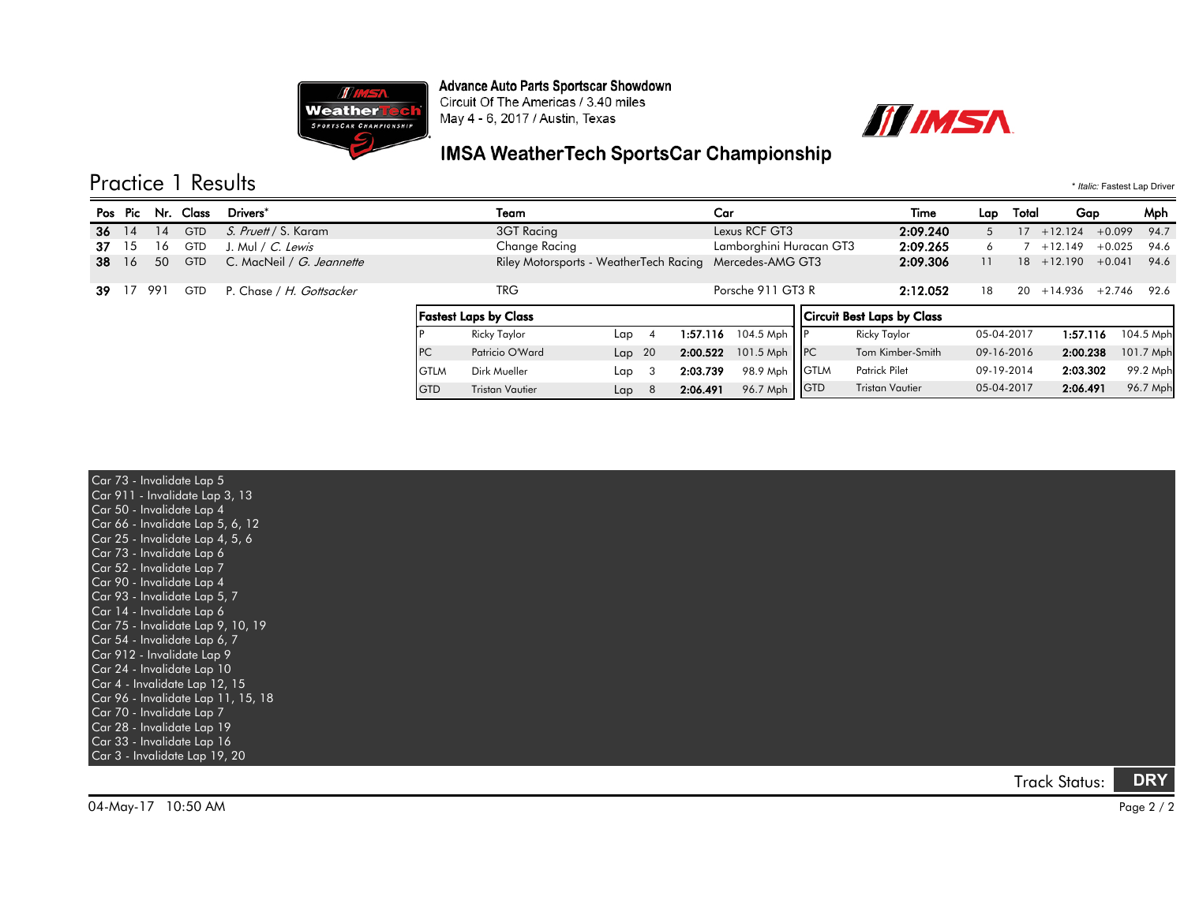Advance Auto Parts Sportscar Showdown
Circuit Of The Americas / 3.40 miles
May 4 - 6, 2017 / Austin, Texas

## IMSA WeatherTech SportsCar Championship

# Practice 1 Results

\* *Italic:* Fastest Lap Driver

| Pos | Pic | Nr. | Class | Drivers* | Team | Car | Time | Lap | Total | Gap | | Mph |
|---|---|---|---|---|---|---|---|---|---|---|---|---|
| **36** | 14 | 14 | GTD | *S. Pruett* / S. Karam | 3GT Racing | Lexus RCF GT3 | **2:09.240** | 5 | 17 | +12.124 | +0.099 | 94.7 |
| **37** | 15 | 16 | GTD | J. Mul / *C. Lewis* | Change Racing | Lamborghini Huracan GT3 | **2:09.265** | 6 | 7 | +12.149 | +0.025 | 94.6 |
| **38** | 16 | 50 | GTD | C. MacNeil / *G. Jeannette* | Riley Motorsports - WeatherTech Racing | Mercedes-AMG GT3 | **2:09.306** | 11 | 18 | +12.190 | +0.041 | 94.6 |
| **39** | 17 | 991 | GTD | P. Chase / *H. Gottsacker* | TRG | Porsche 911 GT3 R | **2:12.052** | 18 | 20 | +14.936 | +2.746 | 92.6 |

**Fastest Laps by Class**

| | | | | | |
|---|---|---|---|---|---|
| P | Ricky Taylor | Lap | 4 | **1:57.116** | 104.5 Mph |
| PC | Patricio O'Ward | Lap | 20 | **2:00.522** | 101.5 Mph |
| GTLM | Dirk Mueller | Lap | 3 | **2:03.739** | 98.9 Mph |
| GTD | Tristan Vautier | Lap | 8 | **2:06.491** | 96.7 Mph |

**Circuit Best Laps by Class**

| | | | | |
|---|---|---|---|---|
| P | Ricky Taylor | 05-04-2017 | **1:57.116** | 104.5 Mph |
| PC | Tom Kimber-Smith | 09-16-2016 | **2:00.238** | 101.7 Mph |
| GTLM | Patrick Pilet | 09-19-2014 | **2:03.302** | 99.2 Mph |
| GTD | Tristan Vautier | 05-04-2017 | **2:06.491** | 96.7 Mph |

Car 73 - Invalidate Lap 5
Car 911 - Invalidate Lap 3, 13
Car 50 - Invalidate Lap 4
Car 66 - Invalidate Lap 5, 6, 12
Car 25 - Invalidate Lap 4, 5, 6
Car 73 - Invalidate Lap 6
Car 52 - Invalidate Lap 7
Car 90 - Invalidate Lap 4
Car 93 - Invalidate Lap 5, 7
Car 14 - Invalidate Lap 6
Car 75 - Invalidate Lap 9, 10, 19
Car 54 - Invalidate Lap 6, 7
Car 912 - Invalidate Lap 9
Car 24 - Invalidate Lap 10
Car 4 - Invalidate Lap 12, 15
Car 96 - Invalidate Lap 11, 15, 18
Car 70 - Invalidate Lap 7
Car 28 - Invalidate Lap 19
Car 33 - Invalidate Lap 16
Car 3 - Invalidate Lap 19, 20

Track Status: **DRY**

04-May-17 10:50 AM